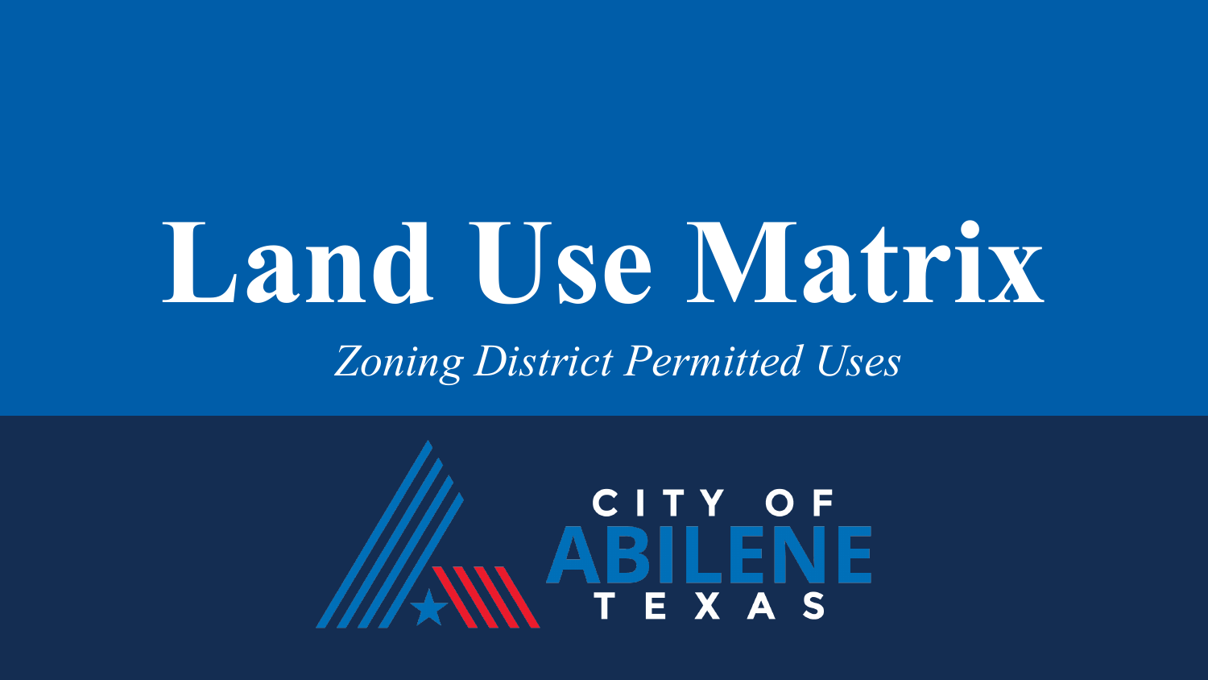# Land Use Matrix

*Zoning District Permitted Uses*

CITY OF ABILENE TEXAS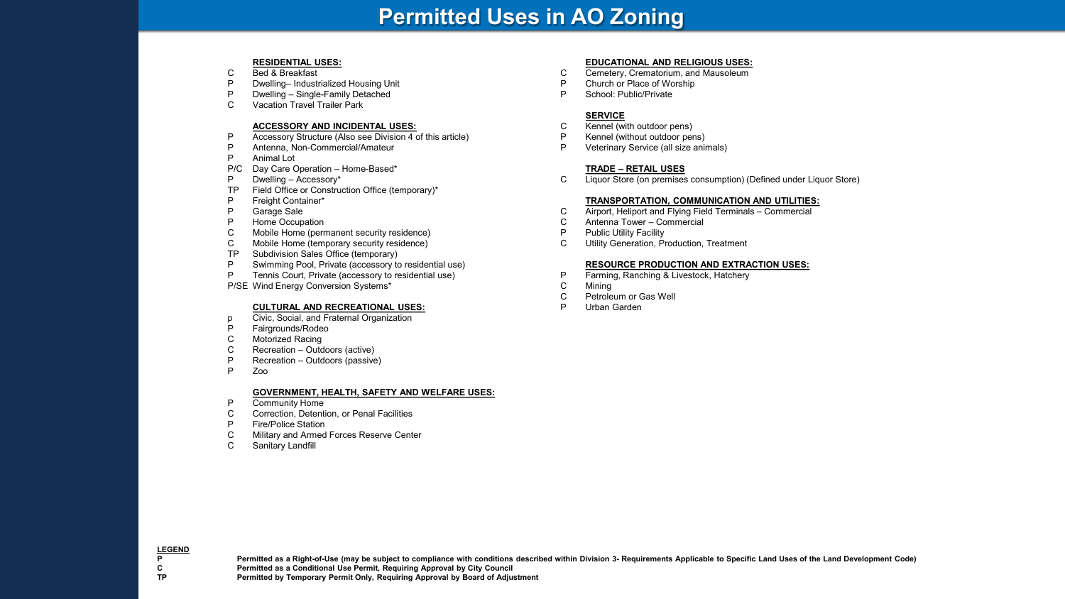# Permitted Uses in AO Zoning

**RESIDENTIAL USES:**

- C Bed & Breakfast
- P Dwelling– Industrialized Housing Unit
- P Dwelling – Single-Family Detached
- C Vacation Travel Trailer Park

**ACCESSORY AND INCIDENTAL USES:**

- P Accessory Structure (Also see Division 4 of this article)
- P Antenna, Non-Commercial/Amateur
- P Animal Lot
- P/C Day Care Operation – Home-Based*
- P Dwelling – Accessory*
- TP Field Office or Construction Office (temporary)*
- P Freight Container*
- P Garage Sale
- P Home Occupation
- C Mobile Home (permanent security residence)
- C Mobile Home (temporary security residence)
- TP Subdivision Sales Office (temporary)
- P Swimming Pool, Private (accessory to residential use)
- P Tennis Court, Private (accessory to residential use)
- P/SE Wind Energy Conversion Systems*

**CULTURAL AND RECREATIONAL USES:**

- p Civic, Social, and Fraternal Organization
- P Fairgrounds/Rodeo
- C Motorized Racing
- C Recreation – Outdoors (active)
- P Recreation – Outdoors (passive)
- P Zoo

**GOVERNMENT, HEALTH, SAFETY AND WELFARE USES:**

- P Community Home
- C Correction, Detention, or Penal Facilities
- P Fire/Police Station
- C Military and Armed Forces Reserve Center
- C Sanitary Landfill

**EDUCATIONAL AND RELIGIOUS USES:**

- C Cemetery, Crematorium, and Mausoleum
- P Church or Place of Worship
- P School: Public/Private

**SERVICE**

- C Kennel (with outdoor pens)
- P Kennel (without outdoor pens)
- P Veterinary Service (all size animals)

**TRADE – RETAIL USES**

- C Liquor Store (on premises consumption) (Defined under Liquor Store)

**TRANSPORTATION, COMMUNICATION AND UTILITIES:**

- C Airport, Heliport and Flying Field Terminals – Commercial
- C Antenna Tower – Commercial
- P Public Utility Facility
- C Utility Generation, Production, Treatment

**RESOURCE PRODUCTION AND EXTRACTION USES:**

- P Farming, Ranching & Livestock, Hatchery
- C Mining
- C Petroleum or Gas Well
- P Urban Garden

**LEGEND**

| | |
|---|---|
| **P** | **Permitted as a Right-of-Use (may be subject to compliance with conditions described within Division 3- Requirements Applicable to Specific Land Uses of the Land Development Code)** |
| **C** | **Permitted as a Conditional Use Permit, Requiring Approval by City Council** |
| **TP** | **Permitted by Temporary Permit Only, Requiring Approval by Board of Adjustment** |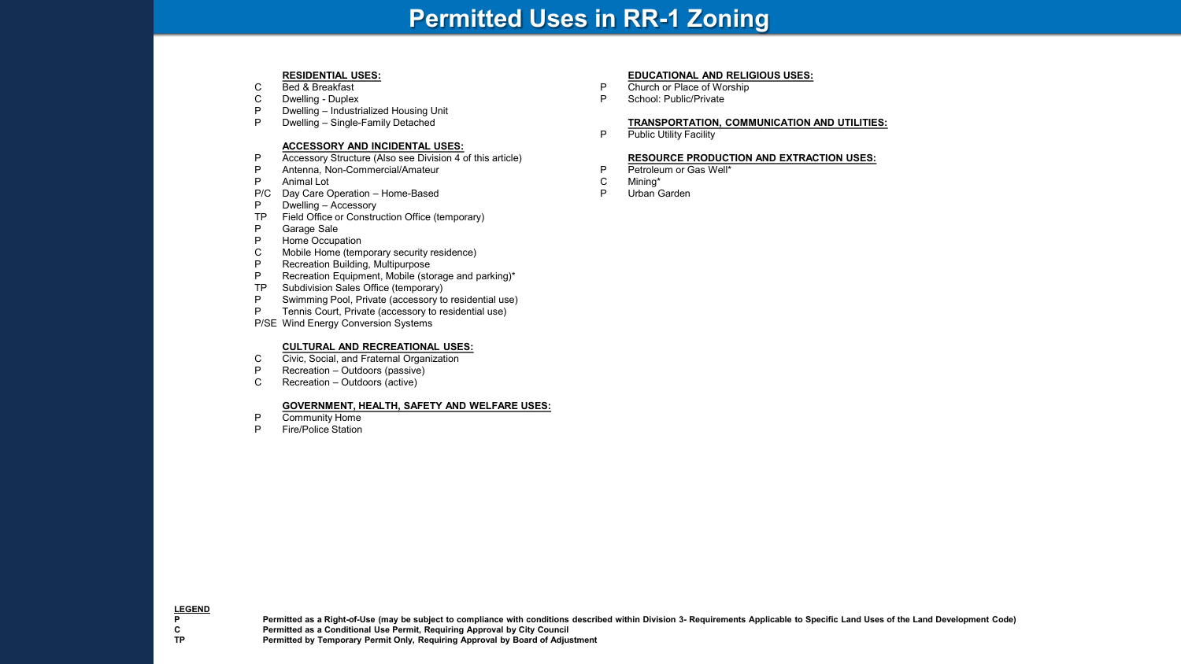# Permitted Uses in RR-1 Zoning

**RESIDENTIAL USES:**

- C Bed & Breakfast
- C Dwelling - Duplex
- P Dwelling – Industrialized Housing Unit
- P Dwelling – Single-Family Detached

**ACCESSORY AND INCIDENTAL USES:**

- P Accessory Structure (Also see Division 4 of this article)
- P Antenna, Non-Commercial/Amateur
- P Animal Lot
- P/C Day Care Operation – Home-Based
- P Dwelling – Accessory
- TP Field Office or Construction Office (temporary)
- P Garage Sale
- P Home Occupation
- C Mobile Home (temporary security residence)
- P Recreation Building, Multipurpose
- P Recreation Equipment, Mobile (storage and parking)*
- TP Subdivision Sales Office (temporary)
- P Swimming Pool, Private (accessory to residential use)
- P Tennis Court, Private (accessory to residential use)
- P/SE Wind Energy Conversion Systems

**CULTURAL AND RECREATIONAL USES:**

- C Civic, Social, and Fraternal Organization
- P Recreation – Outdoors (passive)
- C Recreation – Outdoors (active)

**GOVERNMENT, HEALTH, SAFETY AND WELFARE USES:**

- P Community Home
- P Fire/Police Station

**EDUCATIONAL AND RELIGIOUS USES:**

- P Church or Place of Worship
- P School: Public/Private

**TRANSPORTATION, COMMUNICATION AND UTILITIES:**

- P Public Utility Facility

**RESOURCE PRODUCTION AND EXTRACTION USES:**

- P Petroleum or Gas Well*
- C Mining*
- P Urban Garden

**LEGEND**

| | |
|---|---|
| **P** | **Permitted as a Right-of-Use (may be subject to compliance with conditions described within Division 3- Requirements Applicable to Specific Land Uses of the Land Development Code)** |
| **C** | **Permitted as a Conditional Use Permit, Requiring Approval by City Council** |
| **TP** | **Permitted by Temporary Permit Only, Requiring Approval by Board of Adjustment** |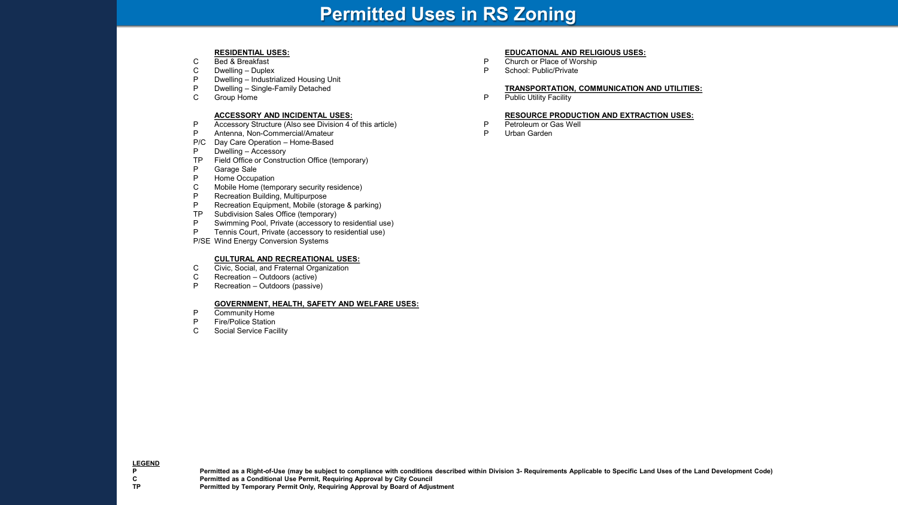# Permitted Uses in RS Zoning

**RESIDENTIAL USES:**

- C Bed & Breakfast
- C Dwelling – Duplex
- P Dwelling – Industrialized Housing Unit
- P Dwelling – Single-Family Detached
- C Group Home

**ACCESSORY AND INCIDENTAL USES:**

- P Accessory Structure (Also see Division 4 of this article)
- P Antenna, Non-Commercial/Amateur
- P/C Day Care Operation – Home-Based
- P Dwelling – Accessory
- TP Field Office or Construction Office (temporary)
- P Garage Sale
- P Home Occupation
- C Mobile Home (temporary security residence)
- P Recreation Building, Multipurpose
- P Recreation Equipment, Mobile (storage & parking)
- TP Subdivision Sales Office (temporary)
- P Swimming Pool, Private (accessory to residential use)
- P Tennis Court, Private (accessory to residential use)
- P/SE Wind Energy Conversion Systems

**CULTURAL AND RECREATIONAL USES:**

- C Civic, Social, and Fraternal Organization
- C Recreation – Outdoors (active)
- P Recreation – Outdoors (passive)

**GOVERNMENT, HEALTH, SAFETY AND WELFARE USES:**

- P Community Home
- P Fire/Police Station
- C Social Service Facility

**EDUCATIONAL AND RELIGIOUS USES:**

- P Church or Place of Worship
- P School: Public/Private

**TRANSPORTATION, COMMUNICATION AND UTILITIES:**

- P Public Utility Facility

**RESOURCE PRODUCTION AND EXTRACTION USES:**

- P Petroleum or Gas Well
- P Urban Garden

**LEGEND**

| | |
|---|---|
| **P** | **Permitted as a Right-of-Use (may be subject to compliance with conditions described within Division 3- Requirements Applicable to Specific Land Uses of the Land Development Code)** |
| **C** | **Permitted as a Conditional Use Permit, Requiring Approval by City Council** |
| **TP** | **Permitted by Temporary Permit Only, Requiring Approval by Board of Adjustment** |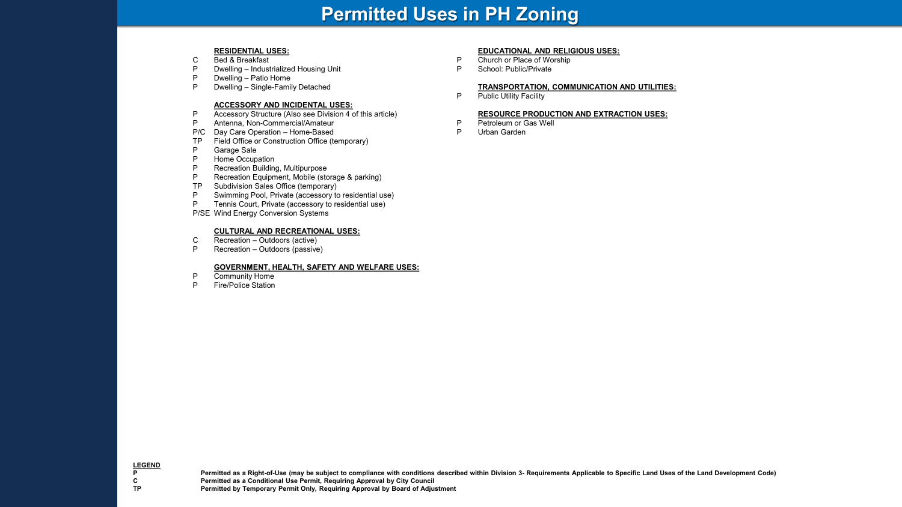# Permitted Uses in PH Zoning

**RESIDENTIAL USES:**

- C Bed & Breakfast
- P Dwelling – Industrialized Housing Unit
- P Dwelling – Patio Home
- P Dwelling – Single-Family Detached

**ACCESSORY AND INCIDENTAL USES:**

- P Accessory Structure (Also see Division 4 of this article)
- P Antenna, Non-Commercial/Amateur
- P/C Day Care Operation – Home-Based
- TP Field Office or Construction Office (temporary)
- P Garage Sale
- P Home Occupation
- P Recreation Building, Multipurpose
- P Recreation Equipment, Mobile (storage & parking)
- TP Subdivision Sales Office (temporary)
- P Swimming Pool, Private (accessory to residential use)
- P Tennis Court, Private (accessory to residential use)
- P/SE Wind Energy Conversion Systems

**CULTURAL AND RECREATIONAL USES:**

- C Recreation – Outdoors (active)
- P Recreation – Outdoors (passive)

**GOVERNMENT, HEALTH, SAFETY AND WELFARE USES:**

- P Community Home
- P Fire/Police Station

**EDUCATIONAL AND RELIGIOUS USES:**

- P Church or Place of Worship
- P School: Public/Private

**TRANSPORTATION, COMMUNICATION AND UTILITIES:**

- P Public Utility Facility

**RESOURCE PRODUCTION AND EXTRACTION USES:**

- P Petroleum or Gas Well
- P Urban Garden

**LEGEND**

| | |
|---|---|
| **P** | **Permitted as a Right-of-Use (may be subject to compliance with conditions described within Division 3- Requirements Applicable to Specific Land Uses of the Land Development Code)** |
| **C** | **Permitted as a Conditional Use Permit, Requiring Approval by City Council** |
| **TP** | **Permitted by Temporary Permit Only, Requiring Approval by Board of Adjustment** |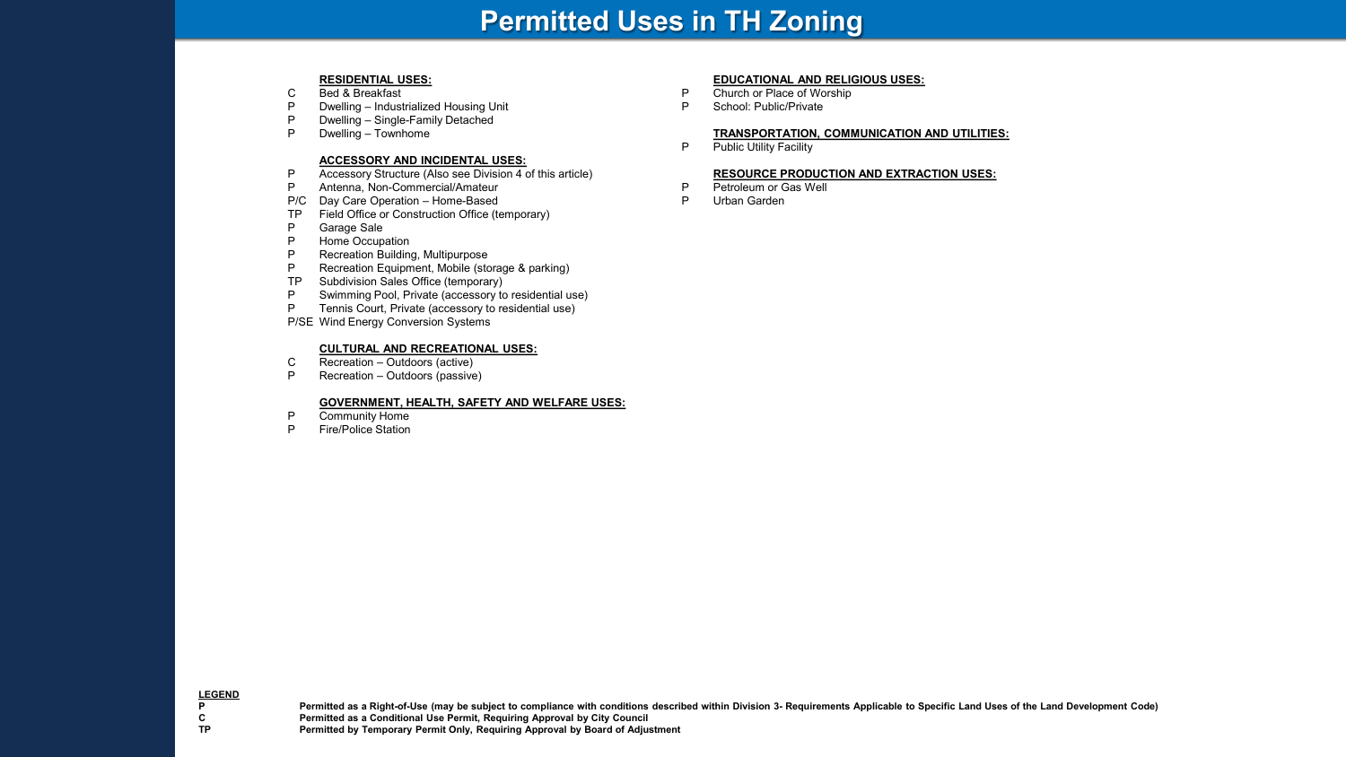# Permitted Uses in TH Zoning

**RESIDENTIAL USES:**

- C — Bed & Breakfast
- P — Dwelling – Industrialized Housing Unit
- P — Dwelling – Single-Family Detached
- P — Dwelling – Townhome

**ACCESSORY AND INCIDENTAL USES:**

- P — Accessory Structure (Also see Division 4 of this article)
- P — Antenna, Non-Commercial/Amateur
- P/C — Day Care Operation – Home-Based
- TP — Field Office or Construction Office (temporary)
- P — Garage Sale
- P — Home Occupation
- P — Recreation Building, Multipurpose
- P — Recreation Equipment, Mobile (storage & parking)
- TP — Subdivision Sales Office (temporary)
- P — Swimming Pool, Private (accessory to residential use)
- P — Tennis Court, Private (accessory to residential use)
- P/SE — Wind Energy Conversion Systems

**CULTURAL AND RECREATIONAL USES:**

- C — Recreation – Outdoors (active)
- P — Recreation – Outdoors (passive)

**GOVERNMENT, HEALTH, SAFETY AND WELFARE USES:**

- P — Community Home
- P — Fire/Police Station

**EDUCATIONAL AND RELIGIOUS USES:**

- P — Church or Place of Worship
- P — School: Public/Private

**TRANSPORTATION, COMMUNICATION AND UTILITIES:**

- P — Public Utility Facility

**RESOURCE PRODUCTION AND EXTRACTION USES:**

- P — Petroleum or Gas Well
- P — Urban Garden

**LEGEND**

| | |
|---|---|
| **P** | **Permitted as a Right-of-Use (may be subject to compliance with conditions described within Division 3- Requirements Applicable to Specific Land Uses of the Land Development Code)** |
| **C** | **Permitted as a Conditional Use Permit, Requiring Approval by City Council** |
| **TP** | **Permitted by Temporary Permit Only, Requiring Approval by Board of Adjustment** |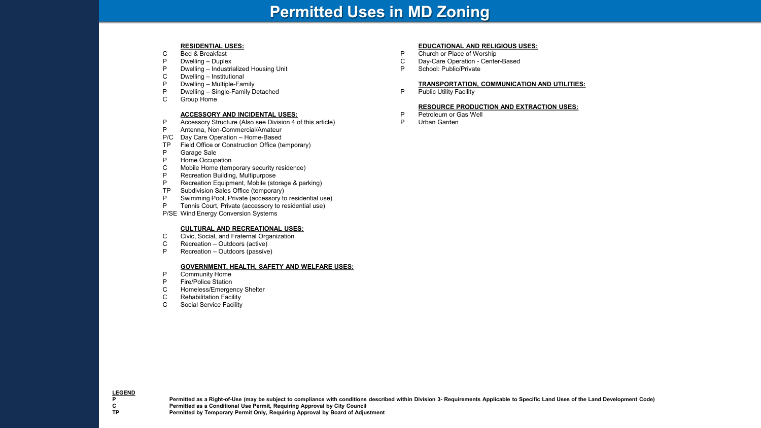# Permitted Uses in MD Zoning

**RESIDENTIAL USES:**

- C Bed & Breakfast
- P Dwelling – Duplex
- P Dwelling – Industrialized Housing Unit
- C Dwelling – Institutional
- P Dwelling – Multiple-Family
- P Dwelling – Single-Family Detached
- C Group Home

**ACCESSORY AND INCIDENTAL USES:**

- P Accessory Structure (Also see Division 4 of this article)
- P Antenna, Non-Commercial/Amateur
- P/C Day Care Operation – Home-Based
- TP Field Office or Construction Office (temporary)
- P Garage Sale
- P Home Occupation
- C Mobile Home (temporary security residence)
- P Recreation Building, Multipurpose
- P Recreation Equipment, Mobile (storage & parking)
- TP Subdivision Sales Office (temporary)
- P Swimming Pool, Private (accessory to residential use)
- P Tennis Court, Private (accessory to residential use)
- P/SE Wind Energy Conversion Systems

**CULTURAL AND RECREATIONAL USES:**

- C Civic, Social, and Fraternal Organization
- C Recreation – Outdoors (active)
- P Recreation – Outdoors (passive)

**GOVERNMENT, HEALTH, SAFETY AND WELFARE USES:**

- P Community Home
- P Fire/Police Station
- C Homeless/Emergency Shelter
- C Rehabilitation Facility
- C Social Service Facility

**EDUCATIONAL AND RELIGIOUS USES:**

- P Church or Place of Worship
- C Day-Care Operation - Center-Based
- P School: Public/Private

**TRANSPORTATION, COMMUNICATION AND UTILITIES:**

- P Public Utility Facility

**RESOURCE PRODUCTION AND EXTRACTION USES:**

- P Petroleum or Gas Well
- P Urban Garden

**LEGEND**

| | |
|---|---|
| **P** | **Permitted as a Right-of-Use (may be subject to compliance with conditions described within Division 3- Requirements Applicable to Specific Land Uses of the Land Development Code)** |
| **C** | **Permitted as a Conditional Use Permit, Requiring Approval by City Council** |
| **TP** | **Permitted by Temporary Permit Only, Requiring Approval by Board of Adjustment** |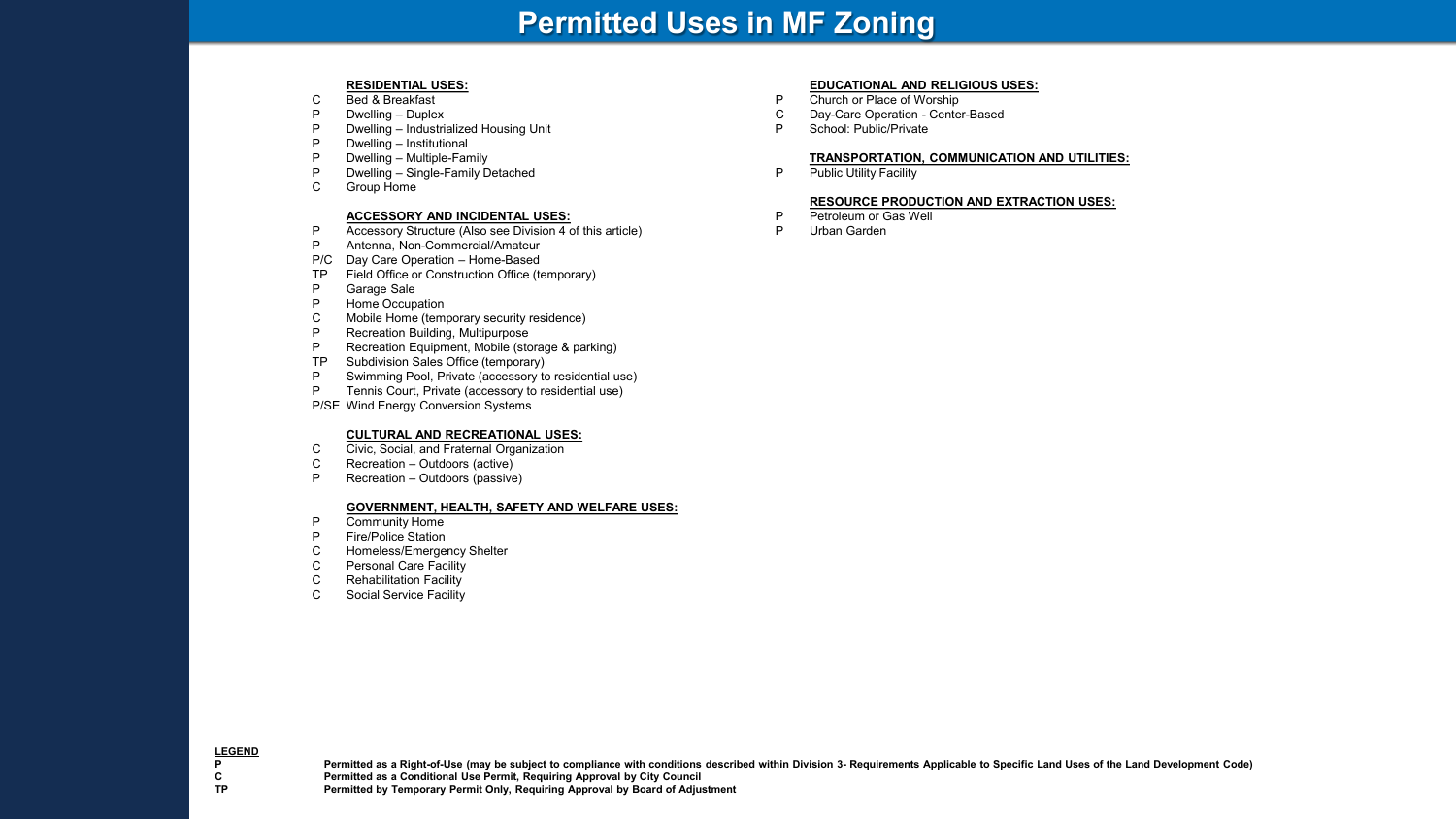# Permitted Uses in MF Zoning

**RESIDENTIAL USES:**

- C Bed & Breakfast
- P Dwelling – Duplex
- P Dwelling – Industrialized Housing Unit
- P Dwelling – Institutional
- P Dwelling – Multiple-Family
- P Dwelling – Single-Family Detached
- C Group Home

**ACCESSORY AND INCIDENTAL USES:**

- P Accessory Structure (Also see Division 4 of this article)
- P Antenna, Non-Commercial/Amateur
- P/C Day Care Operation – Home-Based
- TP Field Office or Construction Office (temporary)
- P Garage Sale
- P Home Occupation
- C Mobile Home (temporary security residence)
- P Recreation Building, Multipurpose
- P Recreation Equipment, Mobile (storage & parking)
- TP Subdivision Sales Office (temporary)
- P Swimming Pool, Private (accessory to residential use)
- P Tennis Court, Private (accessory to residential use)
- P/SE Wind Energy Conversion Systems

**CULTURAL AND RECREATIONAL USES:**

- C Civic, Social, and Fraternal Organization
- C Recreation – Outdoors (active)
- P Recreation – Outdoors (passive)

**GOVERNMENT, HEALTH, SAFETY AND WELFARE USES:**

- P Community Home
- P Fire/Police Station
- C Homeless/Emergency Shelter
- C Personal Care Facility
- C Rehabilitation Facility
- C Social Service Facility

**EDUCATIONAL AND RELIGIOUS USES:**

- P Church or Place of Worship
- C Day-Care Operation - Center-Based
- P School: Public/Private

**TRANSPORTATION, COMMUNICATION AND UTILITIES:**

- P Public Utility Facility

**RESOURCE PRODUCTION AND EXTRACTION USES:**

- P Petroleum or Gas Well
- P Urban Garden

**LEGEND**

- **P** **Permitted as a Right-of-Use (may be subject to compliance with conditions described within Division 3- Requirements Applicable to Specific Land Uses of the Land Development Code)**
- **C** **Permitted as a Conditional Use Permit, Requiring Approval by City Council**
- **TP** **Permitted by Temporary Permit Only, Requiring Approval by Board of Adjustment**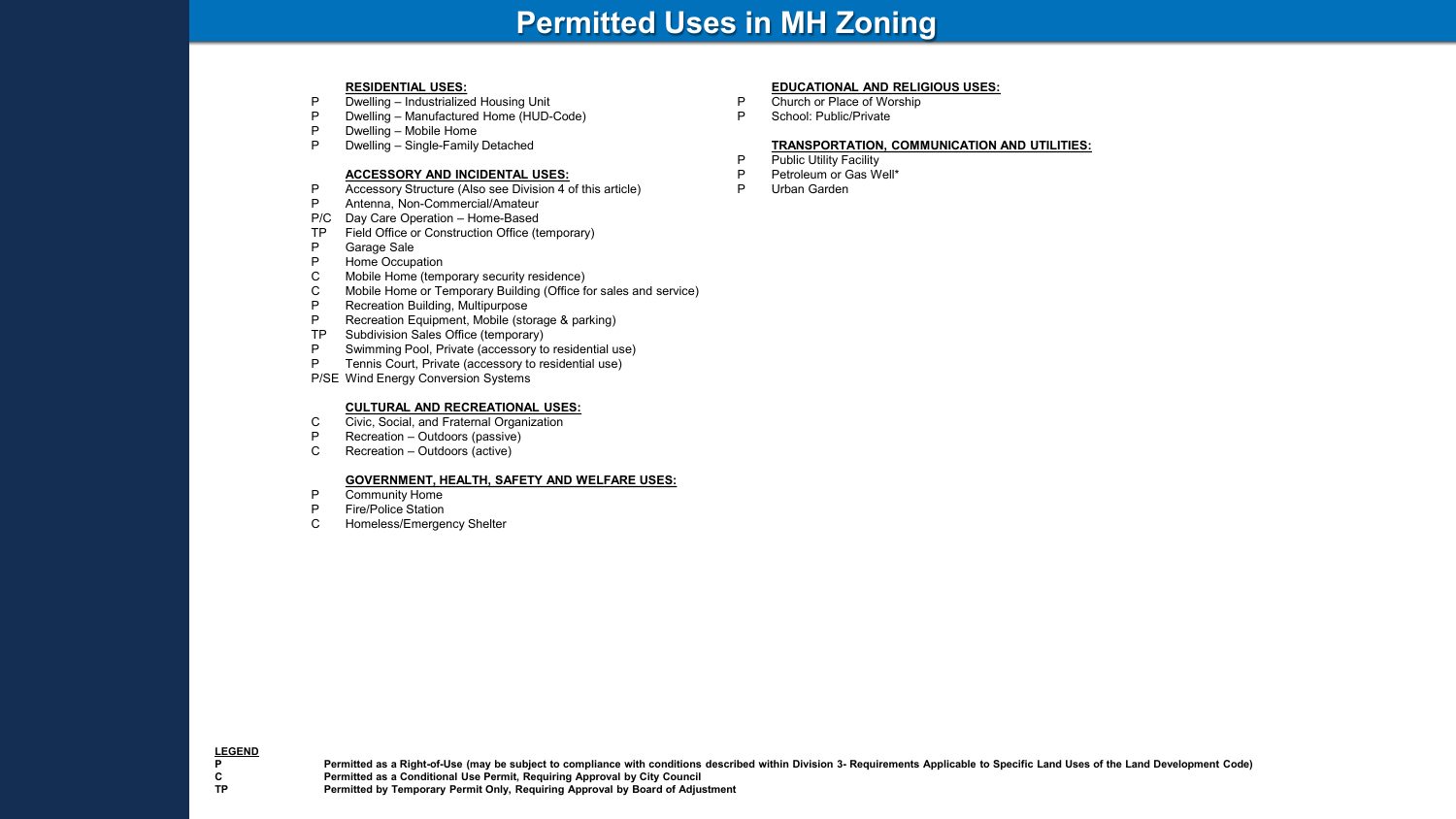# Permitted Uses in MH Zoning

**RESIDENTIAL USES:**

- P Dwelling – Industrialized Housing Unit
- P Dwelling – Manufactured Home (HUD-Code)
- P Dwelling – Mobile Home
- P Dwelling – Single-Family Detached

**ACCESSORY AND INCIDENTAL USES:**

- P Accessory Structure (Also see Division 4 of this article)
- P Antenna, Non-Commercial/Amateur
- P/C Day Care Operation – Home-Based
- TP Field Office or Construction Office (temporary)
- P Garage Sale
- P Home Occupation
- C Mobile Home (temporary security residence)
- C Mobile Home or Temporary Building (Office for sales and service)
- P Recreation Building, Multipurpose
- P Recreation Equipment, Mobile (storage & parking)
- TP Subdivision Sales Office (temporary)
- P Swimming Pool, Private (accessory to residential use)
- P Tennis Court, Private (accessory to residential use)
- P/SE Wind Energy Conversion Systems

**CULTURAL AND RECREATIONAL USES:**

- C Civic, Social, and Fraternal Organization
- P Recreation – Outdoors (passive)
- C Recreation – Outdoors (active)

**GOVERNMENT, HEALTH, SAFETY AND WELFARE USES:**

- P Community Home
- P Fire/Police Station
- C Homeless/Emergency Shelter

**EDUCATIONAL AND RELIGIOUS USES:**

- P Church or Place of Worship
- P School: Public/Private

**TRANSPORTATION, COMMUNICATION AND UTILITIES:**

- P Public Utility Facility
- P Petroleum or Gas Well*
- P Urban Garden

**LEGEND**

| | |
|---|---|
| **P** | **Permitted as a Right-of-Use (may be subject to compliance with conditions described within Division 3- Requirements Applicable to Specific Land Uses of the Land Development Code)** |
| **C** | **Permitted as a Conditional Use Permit, Requiring Approval by City Council** |
| **TP** | **Permitted by Temporary Permit Only, Requiring Approval by Board of Adjustment** |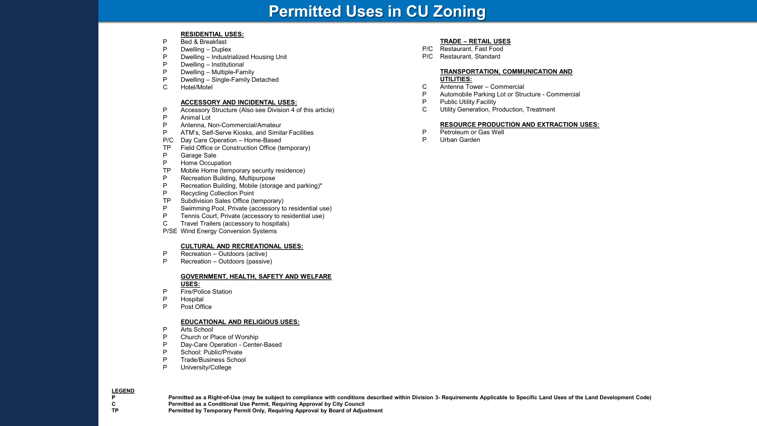# Permitted Uses in CU Zoning

**RESIDENTIAL USES:**

- P Bed & Breakfast
- P Dwelling – Duplex
- P Dwelling – Industrialized Housing Unit
- P Dwelling – Institutional
- P Dwelling – Multiple-Family
- P Dwelling – Single-Family Detached
- C Hotel/Motel

**ACCESSORY AND INCIDENTAL USES:**

- P Accessory Structure (Also see Division 4 of this article)
- P Animal Lot
- P Antenna, Non-Commercial/Amateur
- P ATM's, Self-Serve Kiosks, and Similar Facilities
- P/C Day Care Operation – Home-Based
- TP Field Office or Construction Office (temporary)
- P Garage Sale
- P Home Occupation
- TP Mobile Home (temporary security residence)
- P Recreation Building, Multipurpose
- P Recreation Building, Mobile (storage and parking)*
- P Recycling Collection Point
- TP Subdivision Sales Office (temporary)
- P Swimming Pool, Private (accessory to residential use)
- P Tennis Court, Private (accessory to residential use)
- C Travel Trailers (accessory to hospitals)
- P/SE Wind Energy Conversion Systems

**CULTURAL AND RECREATIONAL USES:**

- P Recreation – Outdoors (active)
- P Recreation – Outdoors (passive)

**GOVERNMENT, HEALTH, SAFETY AND WELFARE USES:**

- P Fire/Police Station
- P Hospital
- P Post Office

**EDUCATIONAL AND RELIGIOUS USES:**

- P Arts School
- P Church or Place of Worship
- P Day-Care Operation - Center-Based
- P School: Public/Private
- P Trade/Business School
- P University/College

**TRADE – RETAIL USES**

- P/C Restaurant, Fast Food
- P/C Restaurant, Standard

**TRANSPORTATION, COMMUNICATION AND UTILITIES:**

- C Antenna Tower – Commercial
- P Automobile Parking Lot or Structure - Commercial
- P Public Utility Facility
- C Utility Generation, Production, Treatment

**RESOURCE PRODUCTION AND EXTRACTION USES:**

- P Petroleum or Gas Well
- P Urban Garden

**LEGEND**

| | |
|---|---|
| **P** | **Permitted as a Right-of-Use (may be subject to compliance with conditions described within Division 3- Requirements Applicable to Specific Land Uses of the Land Development Code)** |
| **C** | **Permitted as a Conditional Use Permit, Requiring Approval by City Council** |
| **TP** | **Permitted by Temporary Permit Only, Requiring Approval by Board of Adjustment** |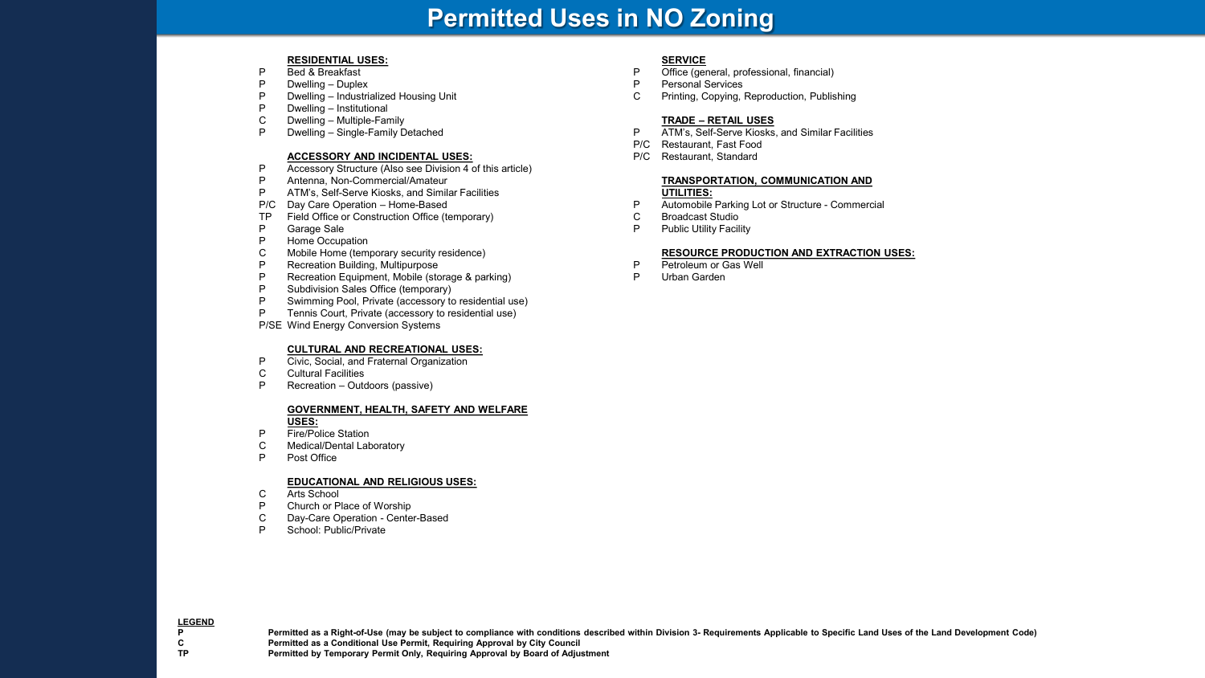# Permitted Uses in NO Zoning

**RESIDENTIAL USES:**

- P Bed & Breakfast
- P Dwelling – Duplex
- P Dwelling – Industrialized Housing Unit
- P Dwelling – Institutional
- C Dwelling – Multiple-Family
- P Dwelling – Single-Family Detached

**ACCESSORY AND INCIDENTAL USES:**

- P Accessory Structure (Also see Division 4 of this article)
- P Antenna, Non-Commercial/Amateur
- P ATM's, Self-Serve Kiosks, and Similar Facilities
- P/C Day Care Operation – Home-Based
- TP Field Office or Construction Office (temporary)
- P Garage Sale
- P Home Occupation
- C Mobile Home (temporary security residence)
- P Recreation Building, Multipurpose
- P Recreation Equipment, Mobile (storage & parking)
- P Subdivision Sales Office (temporary)
- P Swimming Pool, Private (accessory to residential use)
- P Tennis Court, Private (accessory to residential use)
- P/SE Wind Energy Conversion Systems

**CULTURAL AND RECREATIONAL USES:**

- P Civic, Social, and Fraternal Organization
- C Cultural Facilities
- P Recreation – Outdoors (passive)

**GOVERNMENT, HEALTH, SAFETY AND WELFARE USES:**

- P Fire/Police Station
- C Medical/Dental Laboratory
- P Post Office

**EDUCATIONAL AND RELIGIOUS USES:**

- C Arts School
- P Church or Place of Worship
- C Day-Care Operation - Center-Based
- P School: Public/Private

**SERVICE**

- P Office (general, professional, financial)
- P Personal Services
- C Printing, Copying, Reproduction, Publishing

**TRADE – RETAIL USES**

- P ATM's, Self-Serve Kiosks, and Similar Facilities
- P/C Restaurant, Fast Food
- P/C Restaurant, Standard

**TRANSPORTATION, COMMUNICATION AND UTILITIES:**

- P Automobile Parking Lot or Structure - Commercial
- C Broadcast Studio
- P Public Utility Facility

**RESOURCE PRODUCTION AND EXTRACTION USES:**

- P Petroleum or Gas Well
- P Urban Garden

**LEGEND**

| | |
|---|---|
| **P** | **Permitted as a Right-of-Use (may be subject to compliance with conditions described within Division 3- Requirements Applicable to Specific Land Uses of the Land Development Code)** |
| **C** | **Permitted as a Conditional Use Permit, Requiring Approval by City Council** |
| **TP** | **Permitted by Temporary Permit Only, Requiring Approval by Board of Adjustment** |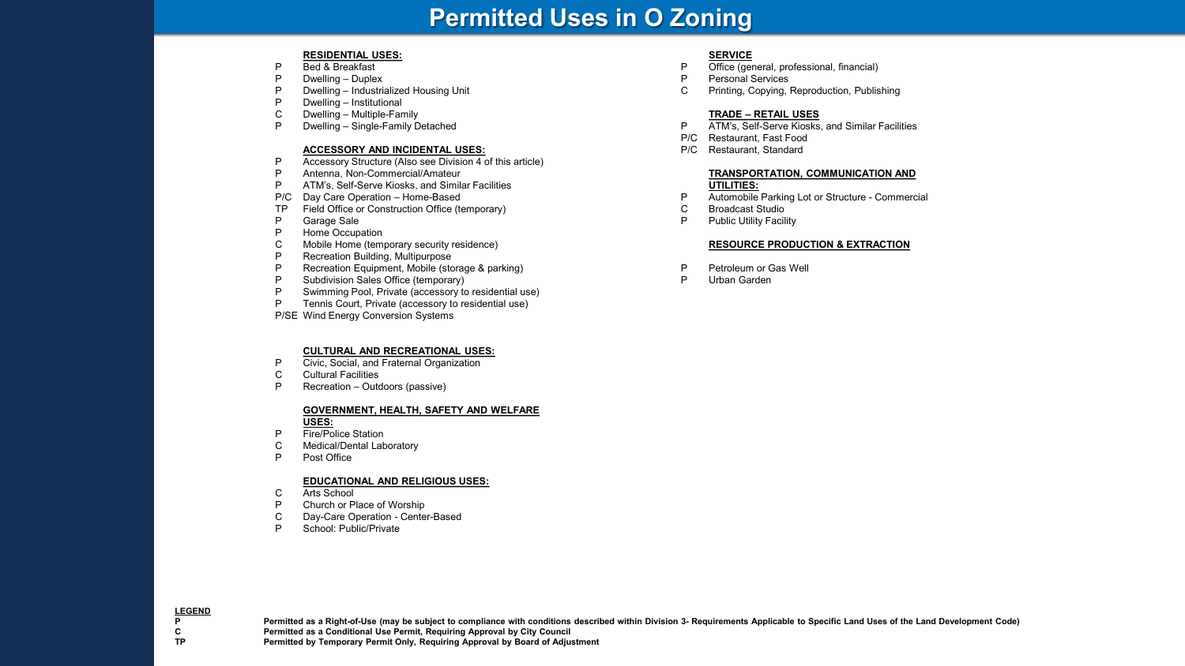# Permitted Uses in O Zoning

**RESIDENTIAL USES:**

- P Bed & Breakfast
- P Dwelling – Duplex
- P Dwelling – Industrialized Housing Unit
- P Dwelling – Institutional
- C Dwelling – Multiple-Family
- P Dwelling – Single-Family Detached

**ACCESSORY AND INCIDENTAL USES:**

- P Accessory Structure (Also see Division 4 of this article)
- P Antenna, Non-Commercial/Amateur
- P ATM's, Self-Serve Kiosks, and Similar Facilities
- P/C Day Care Operation – Home-Based
- TP Field Office or Construction Office (temporary)
- P Garage Sale
- P Home Occupation
- C Mobile Home (temporary security residence)
- P Recreation Building, Multipurpose
- P Recreation Equipment, Mobile (storage & parking)
- P Subdivision Sales Office (temporary)
- P Swimming Pool, Private (accessory to residential use)
- P Tennis Court, Private (accessory to residential use)
- P/SE Wind Energy Conversion Systems

**CULTURAL AND RECREATIONAL USES:**

- P Civic, Social, and Fraternal Organization
- C Cultural Facilities
- P Recreation – Outdoors (passive)

**GOVERNMENT, HEALTH, SAFETY AND WELFARE USES:**

- P Fire/Police Station
- C Medical/Dental Laboratory
- P Post Office

**EDUCATIONAL AND RELIGIOUS USES:**

- C Arts School
- P Church or Place of Worship
- C Day-Care Operation - Center-Based
- P School: Public/Private

**SERVICE**

- P Office (general, professional, financial)
- P Personal Services
- C Printing, Copying, Reproduction, Publishing

**TRADE – RETAIL USES**

- P ATM's, Self-Serve Kiosks, and Similar Facilities
- P/C Restaurant, Fast Food
- P/C Restaurant, Standard

**TRANSPORTATION, COMMUNICATION AND UTILITIES:**

- P Automobile Parking Lot or Structure - Commercial
- C Broadcast Studio
- P Public Utility Facility

**RESOURCE PRODUCTION & EXTRACTION**

- P Petroleum or Gas Well
- P Urban Garden

**LEGEND**

| | |
|---|---|
| **P** | **Permitted as a Right-of-Use (may be subject to compliance with conditions described within Division 3- Requirements Applicable to Specific Land Uses of the Land Development Code)** |
| **C** | **Permitted as a Conditional Use Permit, Requiring Approval by City Council** |
| **TP** | **Permitted by Temporary Permit Only, Requiring Approval by Board of Adjustment** |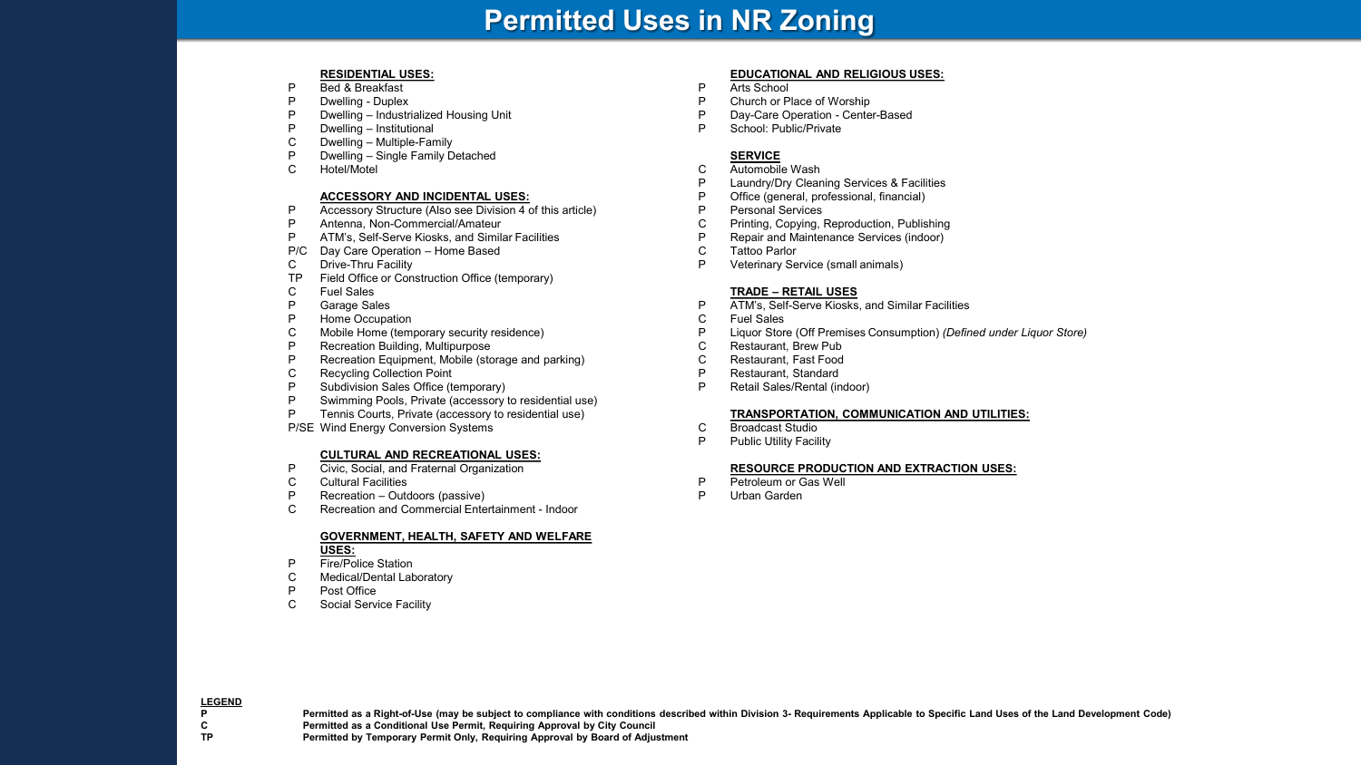# Permitted Uses in NR Zoning

**RESIDENTIAL USES:**

- P Bed & Breakfast
- P Dwelling - Duplex
- P Dwelling – Industrialized Housing Unit
- P Dwelling – Institutional
- C Dwelling – Multiple-Family
- P Dwelling – Single Family Detached
- C Hotel/Motel

**ACCESSORY AND INCIDENTAL USES:**

- P Accessory Structure (Also see Division 4 of this article)
- P Antenna, Non-Commercial/Amateur
- P ATM's, Self-Serve Kiosks, and Similar Facilities
- P/C Day Care Operation – Home Based
- C Drive-Thru Facility
- TP Field Office or Construction Office (temporary)
- C Fuel Sales
- P Garage Sales
- P Home Occupation
- C Mobile Home (temporary security residence)
- P Recreation Building, Multipurpose
- P Recreation Equipment, Mobile (storage and parking)
- C Recycling Collection Point
- P Subdivision Sales Office (temporary)
- P Swimming Pools, Private (accessory to residential use)
- P Tennis Courts, Private (accessory to residential use)
- P/SE Wind Energy Conversion Systems

**CULTURAL AND RECREATIONAL USES:**

- P Civic, Social, and Fraternal Organization
- C Cultural Facilities
- P Recreation – Outdoors (passive)
- C Recreation and Commercial Entertainment - Indoor

**GOVERNMENT, HEALTH, SAFETY AND WELFARE USES:**

- P Fire/Police Station
- C Medical/Dental Laboratory
- P Post Office
- C Social Service Facility

**EDUCATIONAL AND RELIGIOUS USES:**

- P Arts School
- P Church or Place of Worship
- P Day-Care Operation - Center-Based
- P School: Public/Private

**SERVICE**

- C Automobile Wash
- P Laundry/Dry Cleaning Services & Facilities
- P Office (general, professional, financial)
- P Personal Services
- C Printing, Copying, Reproduction, Publishing
- P Repair and Maintenance Services (indoor)
- C Tattoo Parlor
- P Veterinary Service (small animals)

**TRADE – RETAIL USES**

- P ATM's, Self-Serve Kiosks, and Similar Facilities
- C Fuel Sales
- P Liquor Store (Off Premises Consumption) *(Defined under Liquor Store)*
- C Restaurant, Brew Pub
- C Restaurant, Fast Food
- P Restaurant, Standard
- P Retail Sales/Rental (indoor)

**TRANSPORTATION, COMMUNICATION AND UTILITIES:**

- C Broadcast Studio
- P Public Utility Facility

**RESOURCE PRODUCTION AND EXTRACTION USES:**

- P Petroleum or Gas Well
- P Urban Garden

**LEGEND**

| | |
|---|---|
| **P** | **Permitted as a Right-of-Use (may be subject to compliance with conditions described within Division 3- Requirements Applicable to Specific Land Uses of the Land Development Code)** |
| **C** | **Permitted as a Conditional Use Permit, Requiring Approval by City Council** |
| **TP** | **Permitted by Temporary Permit Only, Requiring Approval by Board of Adjustment** |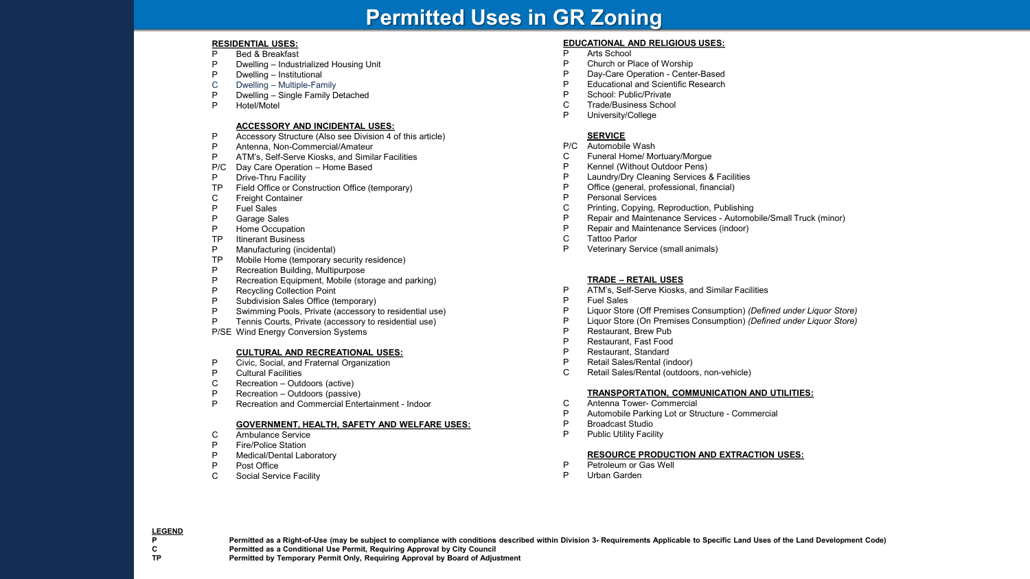# Permitted Uses in GR Zoning

**RESIDENTIAL USES:**

- P Bed & Breakfast
- P Dwelling – Industrialized Housing Unit
- P Dwelling – Institutional
- C Dwelling – Multiple-Family
- P Dwelling – Single Family Detached
- P Hotel/Motel

**ACCESSORY AND INCIDENTAL USES:**

- P Accessory Structure (Also see Division 4 of this article)
- P Antenna, Non-Commercial/Amateur
- P ATM's, Self-Serve Kiosks, and Similar Facilities
- P/C Day Care Operation – Home Based
- P Drive-Thru Facility
- TP Field Office or Construction Office (temporary)
- C Freight Container
- P Fuel Sales
- P Garage Sales
- P Home Occupation
- TP Itinerant Business
- P Manufacturing (incidental)
- TP Mobile Home (temporary security residence)
- P Recreation Building, Multipurpose
- P Recreation Equipment, Mobile (storage and parking)
- P Recycling Collection Point
- P Subdivision Sales Office (temporary)
- P Swimming Pools, Private (accessory to residential use)
- P Tennis Courts, Private (accessory to residential use)
- P/SE Wind Energy Conversion Systems

**CULTURAL AND RECREATIONAL USES:**

- P Civic, Social, and Fraternal Organization
- P Cultural Facilities
- C Recreation – Outdoors (active)
- P Recreation – Outdoors (passive)
- P Recreation and Commercial Entertainment - Indoor

**GOVERNMENT, HEALTH, SAFETY AND WELFARE USES:**

- C Ambulance Service
- P Fire/Police Station
- P Medical/Dental Laboratory
- P Post Office
- C Social Service Facility

**EDUCATIONAL AND RELIGIOUS USES:**

- P Arts School
- P Church or Place of Worship
- P Day-Care Operation - Center-Based
- P Educational and Scientific Research
- P School: Public/Private
- C Trade/Business School
- P University/College

**SERVICE**

- P/C Automobile Wash
- C Funeral Home/ Mortuary/Morgue
- P Kennel (Without Outdoor Pens)
- P Laundry/Dry Cleaning Services & Facilities
- P Office (general, professional, financial)
- P Personal Services
- C Printing, Copying, Reproduction, Publishing
- P Repair and Maintenance Services - Automobile/Small Truck (minor)
- P Repair and Maintenance Services (indoor)
- C Tattoo Parlor
- P Veterinary Service (small animals)

**TRADE – RETAIL USES**

- P ATM's, Self-Serve Kiosks, and Similar Facilities
- P Fuel Sales
- P Liquor Store (Off Premises Consumption) *(Defined under Liquor Store)*
- P Liquor Store (On Premises Consumption) *(Defined under Liquor Store)*
- P Restaurant, Brew Pub
- P Restaurant, Fast Food
- P Restaurant, Standard
- P Retail Sales/Rental (indoor)
- C Retail Sales/Rental (outdoors, non-vehicle)

**TRANSPORTATION, COMMUNICATION AND UTILITIES:**

- C Antenna Tower- Commercial
- P Automobile Parking Lot or Structure - Commercial
- P Broadcast Studio
- P Public Utility Facility

**RESOURCE PRODUCTION AND EXTRACTION USES:**

- P Petroleum or Gas Well
- P Urban Garden

**LEGEND**

- **P** — **Permitted as a Right-of-Use (may be subject to compliance with conditions described within Division 3- Requirements Applicable to Specific Land Uses of the Land Development Code)**
- **C** — **Permitted as a Conditional Use Permit, Requiring Approval by City Council**
- **TP** — **Permitted by Temporary Permit Only, Requiring Approval by Board of Adjustment**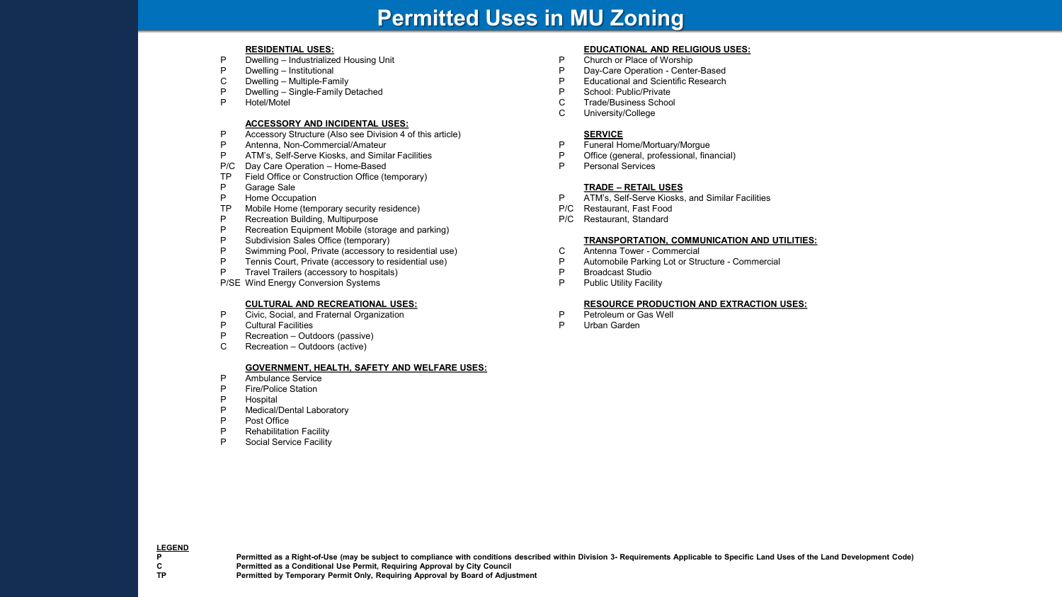# Permitted Uses in MU Zoning

**RESIDENTIAL USES:**

- P Dwelling – Industrialized Housing Unit
- P Dwelling – Institutional
- C Dwelling – Multiple-Family
- P Dwelling – Single-Family Detached
- P Hotel/Motel

**ACCESSORY AND INCIDENTAL USES:**

- P Accessory Structure (Also see Division 4 of this article)
- P Antenna, Non-Commercial/Amateur
- P ATM's, Self-Serve Kiosks, and Similar Facilities
- P/C Day Care Operation – Home-Based
- TP Field Office or Construction Office (temporary)
- P Garage Sale
- P Home Occupation
- TP Mobile Home (temporary security residence)
- P Recreation Building, Multipurpose
- P Recreation Equipment Mobile (storage and parking)
- P Subdivision Sales Office (temporary)
- P Swimming Pool, Private (accessory to residential use)
- P Tennis Court, Private (accessory to residential use)
- P Travel Trailers (accessory to hospitals)
- P/SE Wind Energy Conversion Systems

**CULTURAL AND RECREATIONAL USES:**

- P Civic, Social, and Fraternal Organization
- P Cultural Facilities
- P Recreation – Outdoors (passive)
- C Recreation – Outdoors (active)

**GOVERNMENT, HEALTH, SAFETY AND WELFARE USES:**

- P Ambulance Service
- P Fire/Police Station
- P Hospital
- P Medical/Dental Laboratory
- P Post Office
- P Rehabilitation Facility
- P Social Service Facility

**EDUCATIONAL AND RELIGIOUS USES:**

- P Church or Place of Worship
- P Day-Care Operation - Center-Based
- P Educational and Scientific Research
- P School: Public/Private
- C Trade/Business School
- C University/College

**SERVICE**

- P Funeral Home/Mortuary/Morgue
- P Office (general, professional, financial)
- P Personal Services

**TRADE – RETAIL USES**

- P ATM's, Self-Serve Kiosks, and Similar Facilities
- P/C Restaurant, Fast Food
- P/C Restaurant, Standard

**TRANSPORTATION, COMMUNICATION AND UTILITIES:**

- C Antenna Tower - Commercial
- P Automobile Parking Lot or Structure - Commercial
- P Broadcast Studio
- P Public Utility Facility

**RESOURCE PRODUCTION AND EXTRACTION USES:**

- P Petroleum or Gas Well
- P Urban Garden

**LEGEND**

| | |
|---|---|
| **P** | **Permitted as a Right-of-Use (may be subject to compliance with conditions described within Division 3- Requirements Applicable to Specific Land Uses of the Land Development Code)** |
| **C** | **Permitted as a Conditional Use Permit, Requiring Approval by City Council** |
| **TP** | **Permitted by Temporary Permit Only, Requiring Approval by Board of Adjustment** |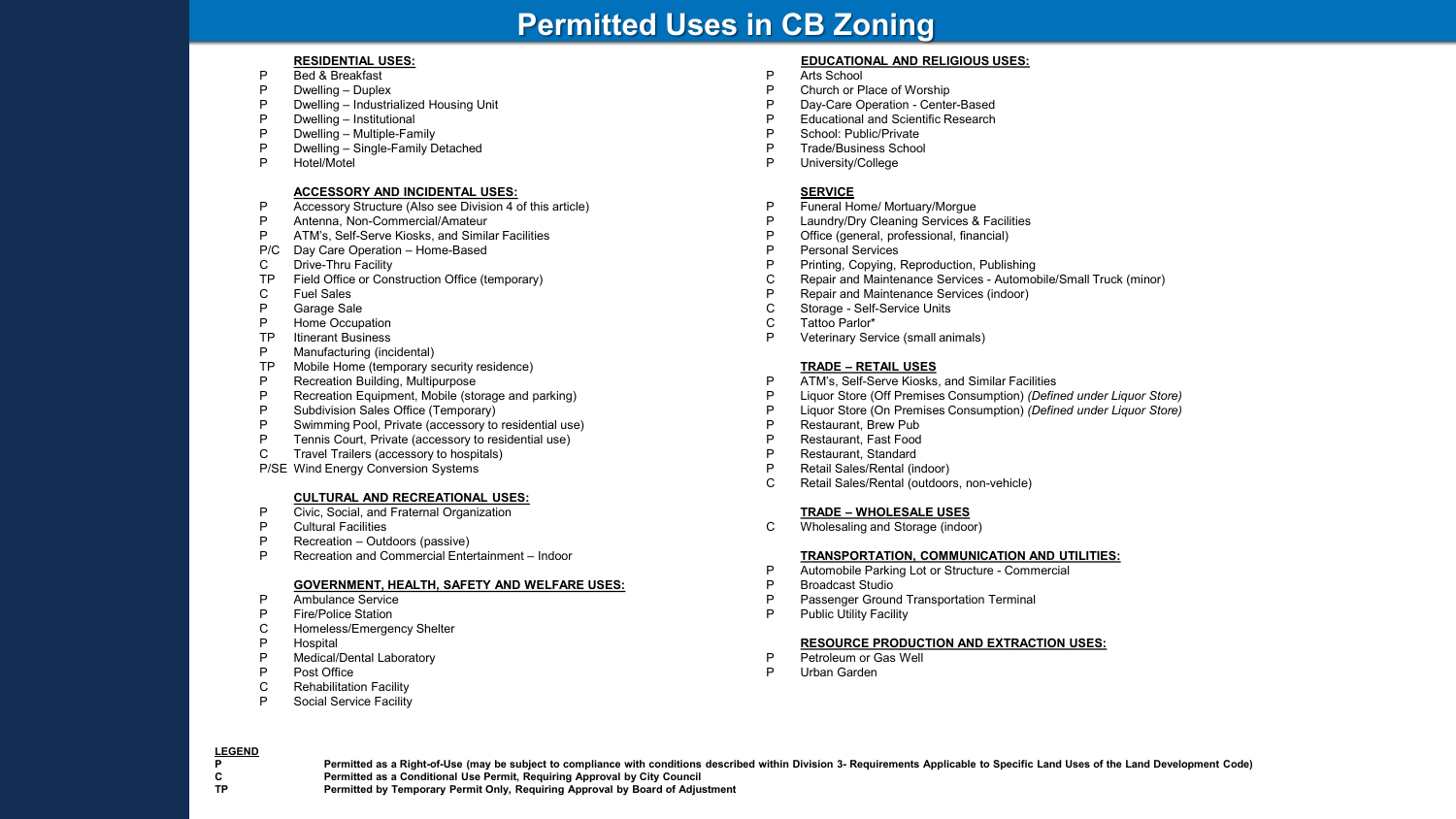# Permitted Uses in CB Zoning

**RESIDENTIAL USES:**

- P Bed & Breakfast
- P Dwelling – Duplex
- P Dwelling – Industrialized Housing Unit
- P Dwelling – Institutional
- P Dwelling – Multiple-Family
- P Dwelling – Single-Family Detached
- P Hotel/Motel

**ACCESSORY AND INCIDENTAL USES:**

- P Accessory Structure (Also see Division 4 of this article)
- P Antenna, Non-Commercial/Amateur
- P ATM's, Self-Serve Kiosks, and Similar Facilities
- P/C Day Care Operation – Home-Based
- C Drive-Thru Facility
- TP Field Office or Construction Office (temporary)
- C Fuel Sales
- P Garage Sale
- P Home Occupation
- TP Itinerant Business
- P Manufacturing (incidental)
- TP Mobile Home (temporary security residence)
- P Recreation Building, Multipurpose
- P Recreation Equipment, Mobile (storage and parking)
- P Subdivision Sales Office (Temporary)
- P Swimming Pool, Private (accessory to residential use)
- P Tennis Court, Private (accessory to residential use)
- C Travel Trailers (accessory to hospitals)
- P/SE Wind Energy Conversion Systems

**CULTURAL AND RECREATIONAL USES:**

- P Civic, Social, and Fraternal Organization
- P Cultural Facilities
- P Recreation – Outdoors (passive)
- P Recreation and Commercial Entertainment – Indoor

**GOVERNMENT, HEALTH, SAFETY AND WELFARE USES:**

- P Ambulance Service
- P Fire/Police Station
- C Homeless/Emergency Shelter
- P Hospital
- P Medical/Dental Laboratory
- P Post Office
- C Rehabilitation Facility
- P Social Service Facility

**EDUCATIONAL AND RELIGIOUS USES:**

- P Arts School
- P Church or Place of Worship
- P Day-Care Operation - Center-Based
- P Educational and Scientific Research
- P School: Public/Private
- P Trade/Business School
- P University/College

**SERVICE**

- P Funeral Home/ Mortuary/Morgue
- P Laundry/Dry Cleaning Services & Facilities
- P Office (general, professional, financial)
- P Personal Services
- P Printing, Copying, Reproduction, Publishing
- C Repair and Maintenance Services - Automobile/Small Truck (minor)
- P Repair and Maintenance Services (indoor)
- C Storage - Self-Service Units
- C Tattoo Parlor*
- P Veterinary Service (small animals)

**TRADE – RETAIL USES**

- P ATM's, Self-Serve Kiosks, and Similar Facilities
- P Liquor Store (Off Premises Consumption) *(Defined under Liquor Store)*
- P Liquor Store (On Premises Consumption) *(Defined under Liquor Store)*
- P Restaurant, Brew Pub
- P Restaurant, Fast Food
- P Restaurant, Standard
- P Retail Sales/Rental (indoor)
- C Retail Sales/Rental (outdoors, non-vehicle)

**TRADE – WHOLESALE USES**

- C Wholesaling and Storage (indoor)

**TRANSPORTATION, COMMUNICATION AND UTILITIES:**

- P Automobile Parking Lot or Structure - Commercial
- P Broadcast Studio
- P Passenger Ground Transportation Terminal
- P Public Utility Facility

**RESOURCE PRODUCTION AND EXTRACTION USES:**

- P Petroleum or Gas Well
- P Urban Garden

**LEGEND**

| | |
|---|---|
| **P** | **Permitted as a Right-of-Use (may be subject to compliance with conditions described within Division 3- Requirements Applicable to Specific Land Uses of the Land Development Code)** |
| **C** | **Permitted as a Conditional Use Permit, Requiring Approval by City Council** |
| **TP** | **Permitted by Temporary Permit Only, Requiring Approval by Board of Adjustment** |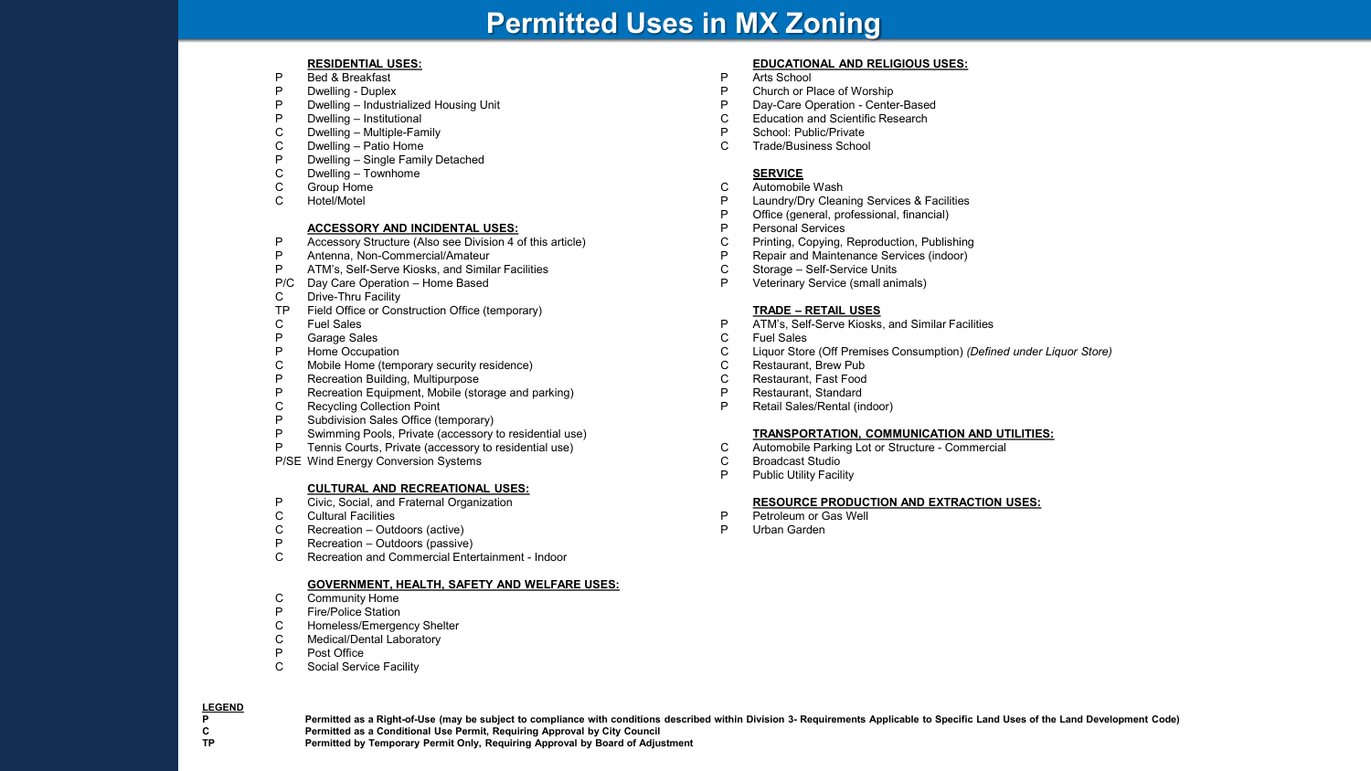# Permitted Uses in MX Zoning

**RESIDENTIAL USES:**

- P — Bed & Breakfast
- P — Dwelling - Duplex
- P — Dwelling – Industrialized Housing Unit
- P — Dwelling – Institutional
- C — Dwelling – Multiple-Family
- C — Dwelling – Patio Home
- P — Dwelling – Single Family Detached
- C — Dwelling – Townhome
- C — Group Home
- C — Hotel/Motel

**ACCESSORY AND INCIDENTAL USES:**

- P — Accessory Structure (Also see Division 4 of this article)
- P — Antenna, Non-Commercial/Amateur
- P — ATM's, Self-Serve Kiosks, and Similar Facilities
- P/C — Day Care Operation – Home Based
- C — Drive-Thru Facility
- TP — Field Office or Construction Office (temporary)
- C — Fuel Sales
- P — Garage Sales
- P — Home Occupation
- C — Mobile Home (temporary security residence)
- P — Recreation Building, Multipurpose
- P — Recreation Equipment, Mobile (storage and parking)
- C — Recycling Collection Point
- P — Subdivision Sales Office (temporary)
- P — Swimming Pools, Private (accessory to residential use)
- P — Tennis Courts, Private (accessory to residential use)
- P/SE — Wind Energy Conversion Systems

**CULTURAL AND RECREATIONAL USES:**

- P — Civic, Social, and Fraternal Organization
- C — Cultural Facilities
- C — Recreation – Outdoors (active)
- P — Recreation – Outdoors (passive)
- C — Recreation and Commercial Entertainment - Indoor

**GOVERNMENT, HEALTH, SAFETY AND WELFARE USES:**

- C — Community Home
- P — Fire/Police Station
- C — Homeless/Emergency Shelter
- C — Medical/Dental Laboratory
- P — Post Office
- C — Social Service Facility

**EDUCATIONAL AND RELIGIOUS USES:**

- P — Arts School
- P — Church or Place of Worship
- P — Day-Care Operation - Center-Based
- C — Education and Scientific Research
- P — School: Public/Private
- C — Trade/Business School

**SERVICE**

- C — Automobile Wash
- P — Laundry/Dry Cleaning Services & Facilities
- P — Office (general, professional, financial)
- P — Personal Services
- C — Printing, Copying, Reproduction, Publishing
- P — Repair and Maintenance Services (indoor)
- C — Storage – Self-Service Units
- P — Veterinary Service (small animals)

**TRADE – RETAIL USES**

- P — ATM's, Self-Serve Kiosks, and Similar Facilities
- C — Fuel Sales
- C — Liquor Store (Off Premises Consumption) *(Defined under Liquor Store)*
- C — Restaurant, Brew Pub
- C — Restaurant, Fast Food
- P — Restaurant, Standard
- P — Retail Sales/Rental (indoor)

**TRANSPORTATION, COMMUNICATION AND UTILITIES:**

- C — Automobile Parking Lot or Structure - Commercial
- C — Broadcast Studio
- P — Public Utility Facility

**RESOURCE PRODUCTION AND EXTRACTION USES:**

- P — Petroleum or Gas Well
- P — Urban Garden

**LEGEND**

| | |
|---|---|
| **P** | **Permitted as a Right-of-Use (may be subject to compliance with conditions described within Division 3- Requirements Applicable to Specific Land Uses of the Land Development Code)** |
| **C** | **Permitted as a Conditional Use Permit, Requiring Approval by City Council** |
| **TP** | **Permitted by Temporary Permit Only, Requiring Approval by Board of Adjustment** |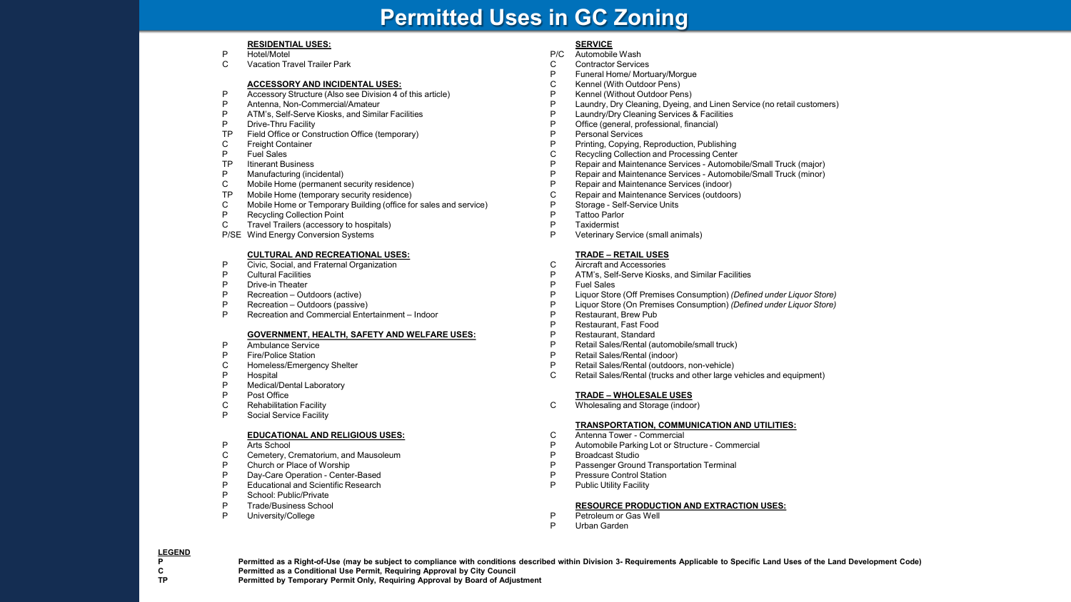# Permitted Uses in GC Zoning

**RESIDENTIAL USES:**

- P Hotel/Motel
- C Vacation Travel Trailer Park

**ACCESSORY AND INCIDENTAL USES:**

- P Accessory Structure (Also see Division 4 of this article)
- P Antenna, Non-Commercial/Amateur
- P ATM's, Self-Serve Kiosks, and Similar Facilities
- P Drive-Thru Facility
- TP Field Office or Construction Office (temporary)
- C Freight Container
- P Fuel Sales
- TP Itinerant Business
- P Manufacturing (incidental)
- C Mobile Home (permanent security residence)
- TP Mobile Home (temporary security residence)
- C Mobile Home or Temporary Building (office for sales and service)
- P Recycling Collection Point
- C Travel Trailers (accessory to hospitals)
- P/SE Wind Energy Conversion Systems

**CULTURAL AND RECREATIONAL USES:**

- P Civic, Social, and Fraternal Organization
- P Cultural Facilities
- P Drive-in Theater
- P Recreation – Outdoors (active)
- P Recreation – Outdoors (passive)
- P Recreation and Commercial Entertainment – Indoor

**GOVERNMENT, HEALTH, SAFETY AND WELFARE USES:**

- P Ambulance Service
- P Fire/Police Station
- C Homeless/Emergency Shelter
- P Hospital
- P Medical/Dental Laboratory
- P Post Office
- C Rehabilitation Facility
- P Social Service Facility

**EDUCATIONAL AND RELIGIOUS USES:**

- P Arts School
- C Cemetery, Crematorium, and Mausoleum
- P Church or Place of Worship
- P Day-Care Operation - Center-Based
- P Educational and Scientific Research
- P School: Public/Private
- P Trade/Business School
- P University/College

**SERVICE**

- P/C Automobile Wash
- C Contractor Services
- P Funeral Home/ Mortuary/Morgue
- C Kennel (With Outdoor Pens)
- P Kennel (Without Outdoor Pens)
- P Laundry, Dry Cleaning, Dyeing, and Linen Service (no retail customers)
- P Laundry/Dry Cleaning Services & Facilities
- P Office (general, professional, financial)
- P Personal Services
- P Printing, Copying, Reproduction, Publishing
- C Recycling Collection and Processing Center
- P Repair and Maintenance Services - Automobile/Small Truck (major)
- P Repair and Maintenance Services - Automobile/Small Truck (minor)
- P Repair and Maintenance Services (indoor)
- C Repair and Maintenance Services (outdoors)
- P Storage - Self-Service Units
- P Tattoo Parlor
- P Taxidermist
- P Veterinary Service (small animals)

**TRADE – RETAIL USES**

- C Aircraft and Accessories
- P ATM's, Self-Serve Kiosks, and Similar Facilities
- P Fuel Sales
- P Liquor Store (Off Premises Consumption) *(Defined under Liquor Store)*
- P Liquor Store (On Premises Consumption) *(Defined under Liquor Store)*
- P Restaurant, Brew Pub
- P Restaurant, Fast Food
- P Restaurant, Standard
- P Retail Sales/Rental (automobile/small truck)
- P Retail Sales/Rental (indoor)
- P Retail Sales/Rental (outdoors, non-vehicle)
- C Retail Sales/Rental (trucks and other large vehicles and equipment)

**TRADE – WHOLESALE USES**

- C Wholesaling and Storage (indoor)

**TRANSPORTATION, COMMUNICATION AND UTILITIES:**

- C Antenna Tower - Commercial
- P Automobile Parking Lot or Structure - Commercial
- P Broadcast Studio
- P Passenger Ground Transportation Terminal
- P Pressure Control Station
- P Public Utility Facility

**RESOURCE PRODUCTION AND EXTRACTION USES:**

- P Petroleum or Gas Well
- P Urban Garden

**LEGEND**

| | |
|---|---|
| **P** | **Permitted as a Right-of-Use (may be subject to compliance with conditions described within Division 3- Requirements Applicable to Specific Land Uses of the Land Development Code)** |
| **C** | **Permitted as a Conditional Use Permit, Requiring Approval by City Council** |
| **TP** | **Permitted by Temporary Permit Only, Requiring Approval by Board of Adjustment** |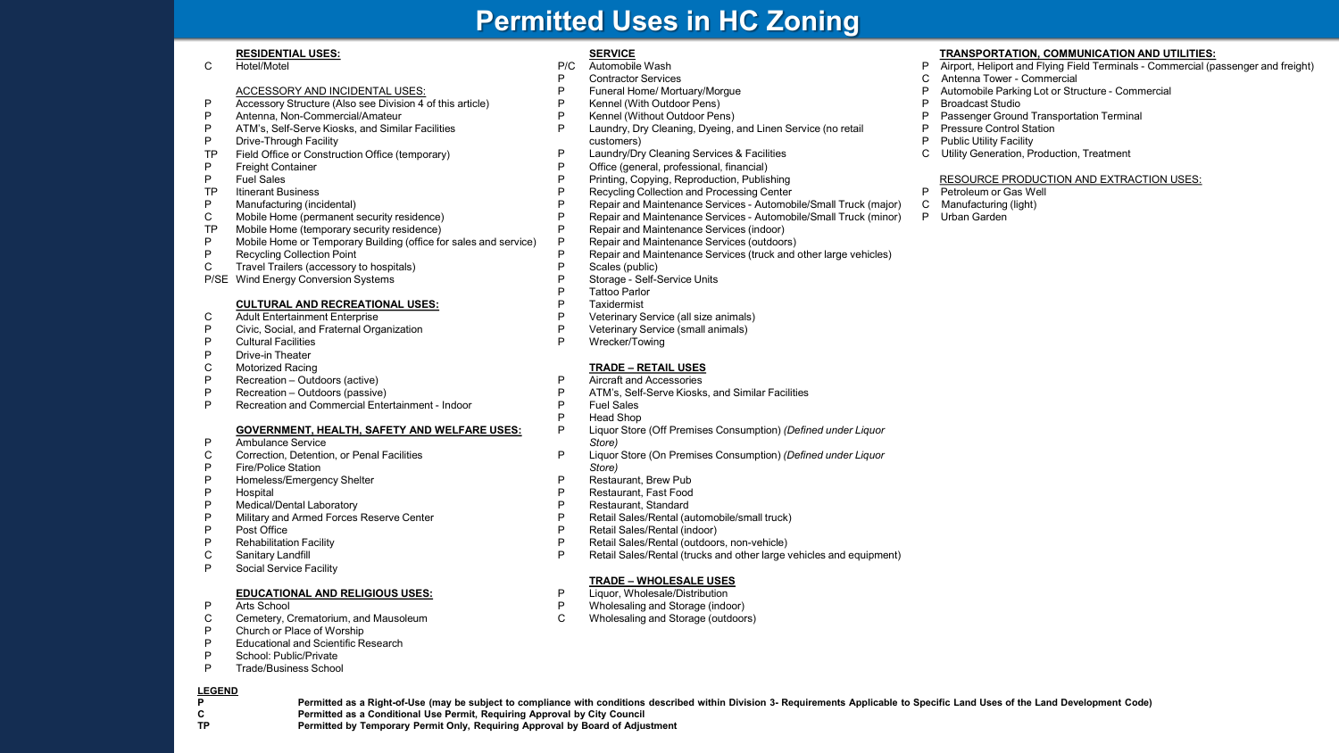# Permitted Uses in HC Zoning

**RESIDENTIAL USES:**

C Hotel/Motel

ACCESSORY AND INCIDENTAL USES:

- P Accessory Structure (Also see Division 4 of this article)
- P Antenna, Non-Commercial/Amateur
- P ATM's, Self-Serve Kiosks, and Similar Facilities
- P Drive-Through Facility
- TP Field Office or Construction Office (temporary)
- P Freight Container
- P Fuel Sales
- TP Itinerant Business
- P Manufacturing (incidental)
- C Mobile Home (permanent security residence)
- TP Mobile Home (temporary security residence)
- P Mobile Home or Temporary Building (office for sales and service)
- P Recycling Collection Point
- C Travel Trailers (accessory to hospitals)
- P/SE Wind Energy Conversion Systems

**CULTURAL AND RECREATIONAL USES:**

- C Adult Entertainment Enterprise
- P Civic, Social, and Fraternal Organization
- P Cultural Facilities
- P Drive-in Theater
- C Motorized Racing
- P Recreation – Outdoors (active)
- P Recreation – Outdoors (passive)
- P Recreation and Commercial Entertainment - Indoor

**GOVERNMENT, HEALTH, SAFETY AND WELFARE USES:**

- P Ambulance Service
- C Correction, Detention, or Penal Facilities
- P Fire/Police Station
- P Homeless/Emergency Shelter
- P Hospital
- P Medical/Dental Laboratory
- P Military and Armed Forces Reserve Center
- P Post Office
- P Rehabilitation Facility
- C Sanitary Landfill
- P Social Service Facility

**EDUCATIONAL AND RELIGIOUS USES:**

- P Arts School
- C Cemetery, Crematorium, and Mausoleum
- P Church or Place of Worship
- P Educational and Scientific Research
- P School: Public/Private
- P Trade/Business School

**SERVICE**

- P/C Automobile Wash
- P Contractor Services
- P Funeral Home/ Mortuary/Morgue
- P Kennel (With Outdoor Pens)
- P Kennel (Without Outdoor Pens)
- P Laundry, Dry Cleaning, Dyeing, and Linen Service (no retail customers)
- P Laundry/Dry Cleaning Services & Facilities
- P Office (general, professional, financial)
- P Printing, Copying, Reproduction, Publishing
- P Recycling Collection and Processing Center
- P Repair and Maintenance Services - Automobile/Small Truck (major)
- P Repair and Maintenance Services - Automobile/Small Truck (minor)
- P Repair and Maintenance Services (indoor)
- P Repair and Maintenance Services (outdoors)
- P Repair and Maintenance Services (truck and other large vehicles)
- P Scales (public)
- P Storage - Self-Service Units
- P Tattoo Parlor
- P Taxidermist
- P Veterinary Service (all size animals)
- P Veterinary Service (small animals)
- P Wrecker/Towing

**TRADE – RETAIL USES**

- P Aircraft and Accessories
- P ATM's, Self-Serve Kiosks, and Similar Facilities
- P Fuel Sales
- P Head Shop
- P Liquor Store (Off Premises Consumption) *(Defined under Liquor Store)*
- P Liquor Store (On Premises Consumption) *(Defined under Liquor Store)*
- P Restaurant, Brew Pub
- P Restaurant, Fast Food
- P Restaurant, Standard
- P Retail Sales/Rental (automobile/small truck)
- P Retail Sales/Rental (indoor)
- P Retail Sales/Rental (outdoors, non-vehicle)
- P Retail Sales/Rental (trucks and other large vehicles and equipment)

**TRADE – WHOLESALE USES**

- P Liquor, Wholesale/Distribution
- P Wholesaling and Storage (indoor)
- C Wholesaling and Storage (outdoors)

**TRANSPORTATION, COMMUNICATION AND UTILITIES:**

- P Airport, Heliport and Flying Field Terminals - Commercial (passenger and freight)
- C Antenna Tower - Commercial
- P Automobile Parking Lot or Structure - Commercial
- P Broadcast Studio
- P Passenger Ground Transportation Terminal
- P Pressure Control Station
- P Public Utility Facility
- C Utility Generation, Production, Treatment

RESOURCE PRODUCTION AND EXTRACTION USES:

- P Petroleum or Gas Well
- C Manufacturing (light)
- P Urban Garden

**LEGEND**

**P** **Permitted as a Right-of-Use (may be subject to compliance with conditions described within Division 3- Requirements Applicable to Specific Land Uses of the Land Development Code)**

**C** **Permitted as a Conditional Use Permit, Requiring Approval by City Council**

**TP** **Permitted by Temporary Permit Only, Requiring Approval by Board of Adjustment**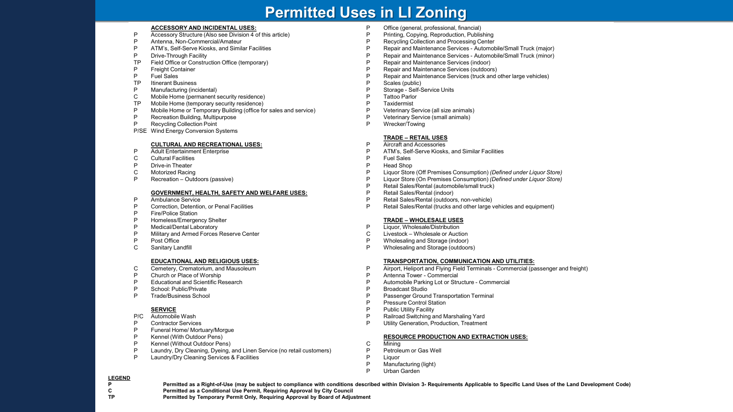# Permitted Uses in LI Zoning

**ACCESSORY AND INCIDENTAL USES:**

- P — Accessory Structure (Also see Division 4 of this article)
- P — Antenna, Non-Commercial/Amateur
- P — ATM's, Self-Serve Kiosks, and Similar Facilities
- P — Drive-Through Facility
- TP — Field Office or Construction Office (temporary)
- P — Freight Container
- P — Fuel Sales
- TP — Itinerant Business
- P — Manufacturing (incidental)
- C — Mobile Home (permanent security residence)
- TP — Mobile Home (temporary security residence)
- P — Mobile Home or Temporary Building (office for sales and service)
- P — Recreation Building, Multipurpose
- P — Recycling Collection Point
- P/SE — Wind Energy Conversion Systems

**CULTURAL AND RECREATIONAL USES:**

- P — Adult Entertainment Enterprise
- C — Cultural Facilities
- P — Drive-in Theater
- C — Motorized Racing
- P — Recreation – Outdoors (passive)

**GOVERNMENT, HEALTH, SAFETY AND WELFARE USES:**

- P — Ambulance Service
- P — Correction, Detention, or Penal Facilities
- P — Fire/Police Station
- P — Homeless/Emergency Shelter
- P — Medical/Dental Laboratory
- P — Military and Armed Forces Reserve Center
- P — Post Office
- C — Sanitary Landfill

**EDUCATIONAL AND RELIGIOUS USES:**

- C — Cemetery, Crematorium, and Mausoleum
- P — Church or Place of Worship
- P — Educational and Scientific Research
- P — School: Public/Private
- P — Trade/Business School

**SERVICE**

- P/C — Automobile Wash
- P — Contractor Services
- P — Funeral Home/ Mortuary/Morgue
- P — Kennel (With Outdoor Pens)
- P — Kennel (Without Outdoor Pens)
- P — Laundry, Dry Cleaning, Dyeing, and Linen Service (no retail customers)
- P — Laundry/Dry Cleaning Services & Facilities
- P — Office (general, professional, financial)
- P — Printing, Copying, Reproduction, Publishing
- P — Recycling Collection and Processing Center
- P — Repair and Maintenance Services - Automobile/Small Truck (major)
- P — Repair and Maintenance Services - Automobile/Small Truck (minor)
- P — Repair and Maintenance Services (indoor)
- P — Repair and Maintenance Services (outdoors)
- P — Repair and Maintenance Services (truck and other large vehicles)
- P — Scales (public)
- P — Storage - Self-Service Units
- P — Tattoo Parlor
- P — Taxidermist
- P — Veterinary Service (all size animals)
- P — Veterinary Service (small animals)
- P — Wrecker/Towing

**TRADE – RETAIL USES**

- P — Aircraft and Accessories
- P — ATM's, Self-Serve Kiosks, and Similar Facilities
- P — Fuel Sales
- P — Head Shop
- P — Liquor Store (Off Premises Consumption) *(Defined under Liquor Store)*
- P — Liquor Store (On Premises Consumption) *(Defined under Liquor Store)*
- P — Retail Sales/Rental (automobile/small truck)
- P — Retail Sales/Rental (indoor)
- P — Retail Sales/Rental (outdoors, non-vehicle)
- P — Retail Sales/Rental (trucks and other large vehicles and equipment)

**TRADE – WHOLESALE USES**

- P — Liquor, Wholesale/Distribution
- C — Livestock – Wholesale or Auction
- P — Wholesaling and Storage (indoor)
- P — Wholesaling and Storage (outdoors)

**TRANSPORTATION, COMMUNICATION AND UTILITIES:**

- P — Airport, Heliport and Flying Field Terminals - Commercial (passenger and freight)
- P — Antenna Tower - Commercial
- P — Automobile Parking Lot or Structure - Commercial
- P — Broadcast Studio
- P — Passenger Ground Transportation Terminal
- P — Pressure Control Station
- P — Public Utility Facility
- P — Railroad Switching and Marshaling Yard
- P — Utility Generation, Production, Treatment

**RESOURCE PRODUCTION AND EXTRACTION USES:**

- C — Mining
- P — Petroleum or Gas Well
- P — Liquor
- P — Manufacturing (light)
- P — Urban Garden

**LEGEND**

| | |
|---|---|
| **P** | **Permitted as a Right-of-Use (may be subject to compliance with conditions described within Division 3- Requirements Applicable to Specific Land Uses of the Land Development Code)** |
| **C** | **Permitted as a Conditional Use Permit, Requiring Approval by City Council** |
| **TP** | **Permitted by Temporary Permit Only, Requiring Approval by Board of Adjustment** |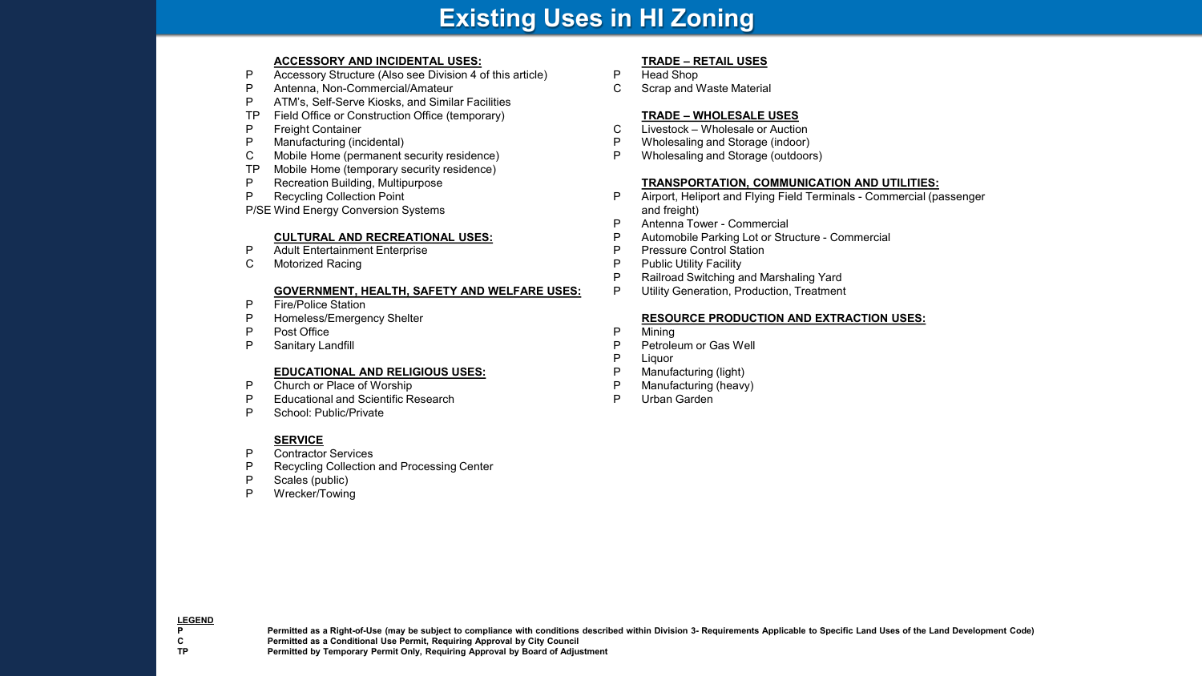# Existing Uses in HI Zoning

**ACCESSORY AND INCIDENTAL USES:**

- P Accessory Structure (Also see Division 4 of this article)
- P Antenna, Non-Commercial/Amateur
- P ATM's, Self-Serve Kiosks, and Similar Facilities
- TP Field Office or Construction Office (temporary)
- P Freight Container
- P Manufacturing (incidental)
- C Mobile Home (permanent security residence)
- TP Mobile Home (temporary security residence)
- P Recreation Building, Multipurpose
- P Recycling Collection Point
- P/SE Wind Energy Conversion Systems

**CULTURAL AND RECREATIONAL USES:**

- P Adult Entertainment Enterprise
- C Motorized Racing

**GOVERNMENT, HEALTH, SAFETY AND WELFARE USES:**

- P Fire/Police Station
- P Homeless/Emergency Shelter
- P Post Office
- P Sanitary Landfill

**EDUCATIONAL AND RELIGIOUS USES:**

- P Church or Place of Worship
- P Educational and Scientific Research
- P School: Public/Private

**SERVICE**

- P Contractor Services
- P Recycling Collection and Processing Center
- P Scales (public)
- P Wrecker/Towing

**TRADE – RETAIL USES**

- P Head Shop
- C Scrap and Waste Material

**TRADE – WHOLESALE USES**

- C Livestock – Wholesale or Auction
- P Wholesaling and Storage (indoor)
- P Wholesaling and Storage (outdoors)

**TRANSPORTATION, COMMUNICATION AND UTILITIES:**

- P Airport, Heliport and Flying Field Terminals - Commercial (passenger and freight)
- P Antenna Tower - Commercial
- P Automobile Parking Lot or Structure - Commercial
- P Pressure Control Station
- P Public Utility Facility
- P Railroad Switching and Marshaling Yard
- P Utility Generation, Production, Treatment

**RESOURCE PRODUCTION AND EXTRACTION USES:**

- P Mining
- P Petroleum or Gas Well
- P Liquor
- P Manufacturing (light)
- P Manufacturing (heavy)
- P Urban Garden

**LEGEND**

**P** Permitted as a Right-of-Use (may be subject to compliance with conditions described within Division 3- Requirements Applicable to Specific Land Uses of the Land Development Code)
**C** Permitted as a Conditional Use Permit, Requiring Approval by City Council
**TP** Permitted by Temporary Permit Only, Requiring Approval by Board of Adjustment